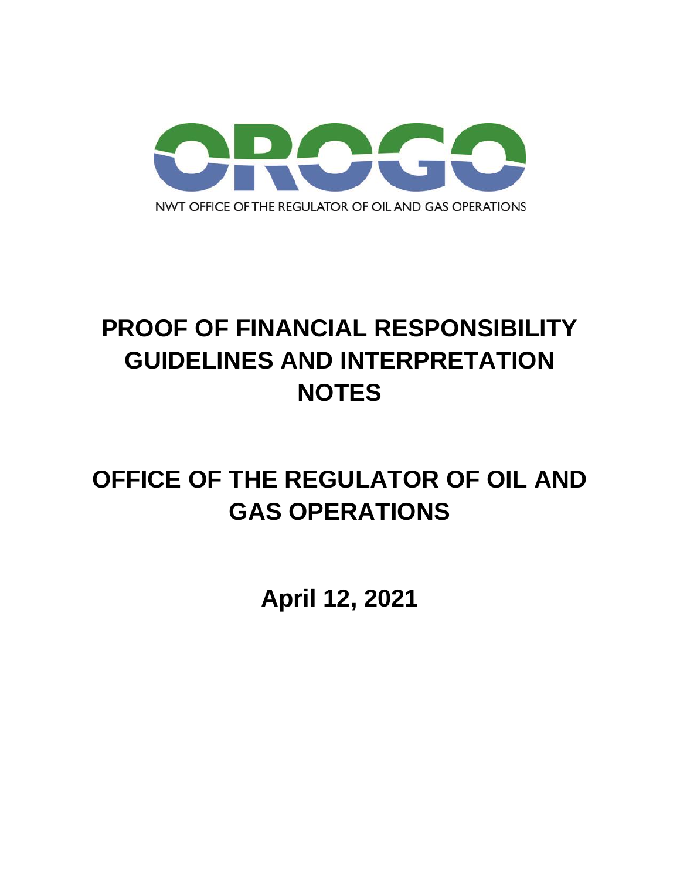OROGO

NWT OFFICE OF THE REGULATOR OF OIL AND GAS OPERATIONS

# PROOF OF FINANCIAL RESPONSIBILITY GUIDELINES AND INTERPRETATION NOTES

# OFFICE OF THE REGULATOR OF OIL AND GAS OPERATIONS

**April 12, 2021**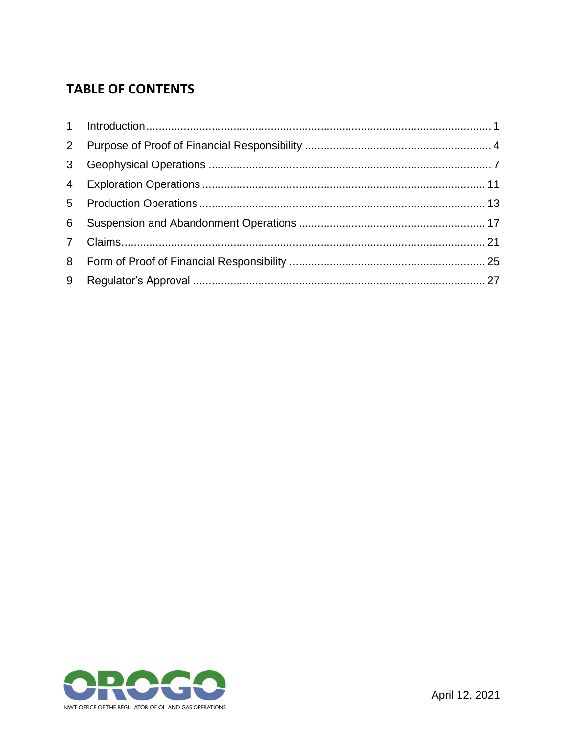## TABLE OF CONTENTS

1 Introduction ........................................................................................................... 1
2 Purpose of Proof of Financial Responsibility ........................................................... 4
3 Geophysical Operations ........................................................................................... 7
4 Exploration Operations ......................................................................................... 11
5 Production Operations ........................................................................................... 13
6 Suspension and Abandonment Operations ........................................................... 17
7 Claims ................................................................................................................... 21
8 Form of Proof of Financial Responsibility .............................................................. 25
9 Regulator's Approval ............................................................................................. 27

April 12, 2021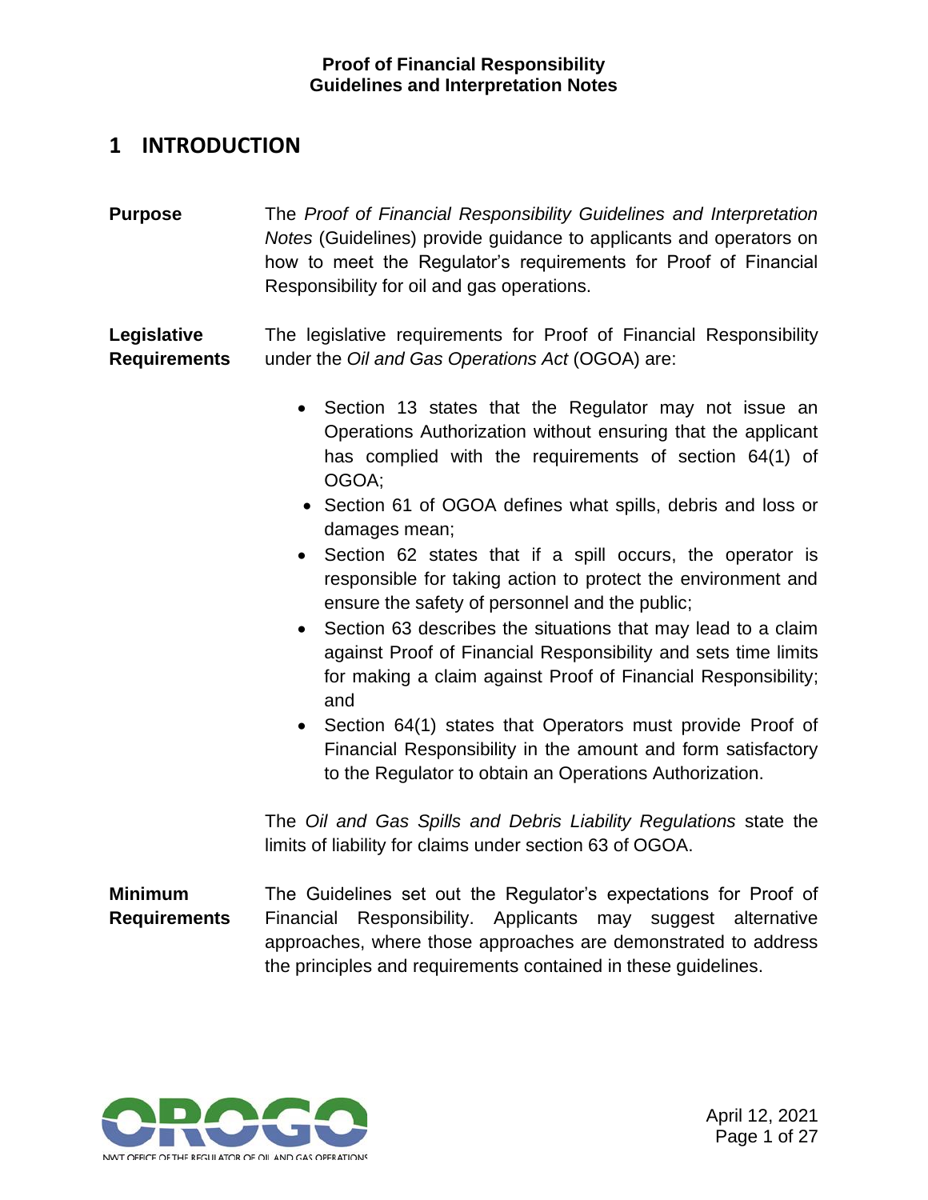# 1 INTRODUCTION

**Purpose**

The *Proof of Financial Responsibility Guidelines and Interpretation Notes* (Guidelines) provide guidance to applicants and operators on how to meet the Regulator's requirements for Proof of Financial Responsibility for oil and gas operations.

**Legislative Requirements**

The legislative requirements for Proof of Financial Responsibility under the *Oil and Gas Operations Act* (OGOA) are:

- Section 13 states that the Regulator may not issue an Operations Authorization without ensuring that the applicant has complied with the requirements of section 64(1) of OGOA;
- Section 61 of OGOA defines what spills, debris and loss or damages mean;
- Section 62 states that if a spill occurs, the operator is responsible for taking action to protect the environment and ensure the safety of personnel and the public;
- Section 63 describes the situations that may lead to a claim against Proof of Financial Responsibility and sets time limits for making a claim against Proof of Financial Responsibility; and
- Section 64(1) states that Operators must provide Proof of Financial Responsibility in the amount and form satisfactory to the Regulator to obtain an Operations Authorization.

The *Oil and Gas Spills and Debris Liability Regulations* state the limits of liability for claims under section 63 of OGOA.

**Minimum Requirements**

The Guidelines set out the Regulator's expectations for Proof of Financial Responsibility. Applicants may suggest alternative approaches, where those approaches are demonstrated to address the principles and requirements contained in these guidelines.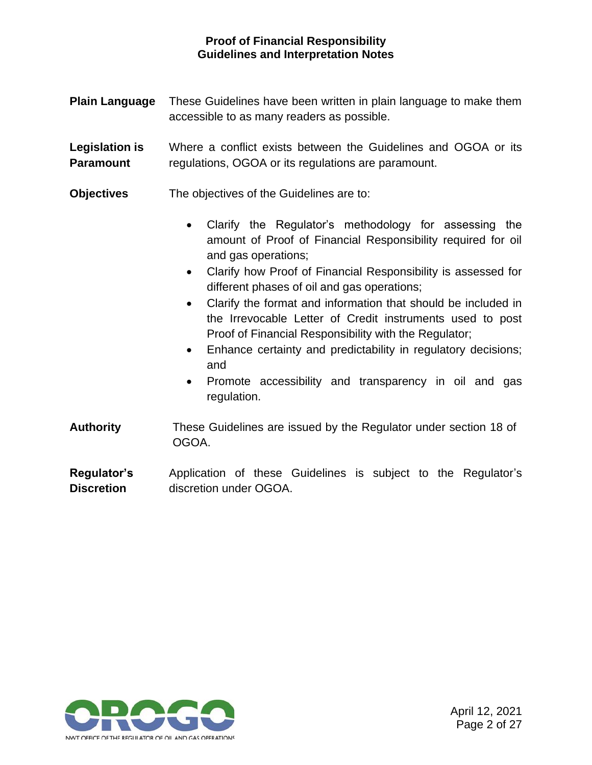**Plain Language** These Guidelines have been written in plain language to make them accessible to as many readers as possible.

**Legislation is Paramount** Where a conflict exists between the Guidelines and OGOA or its regulations, OGOA or its regulations are paramount.

**Objectives** The objectives of the Guidelines are to:

- Clarify the Regulator's methodology for assessing the amount of Proof of Financial Responsibility required for oil and gas operations;
- Clarify how Proof of Financial Responsibility is assessed for different phases of oil and gas operations;
- Clarify the format and information that should be included in the Irrevocable Letter of Credit instruments used to post Proof of Financial Responsibility with the Regulator;
- Enhance certainty and predictability in regulatory decisions; and
- Promote accessibility and transparency in oil and gas regulation.

**Authority** These Guidelines are issued by the Regulator under section 18 of OGOA.

**Regulator's Discretion** Application of these Guidelines is subject to the Regulator's discretion under OGOA.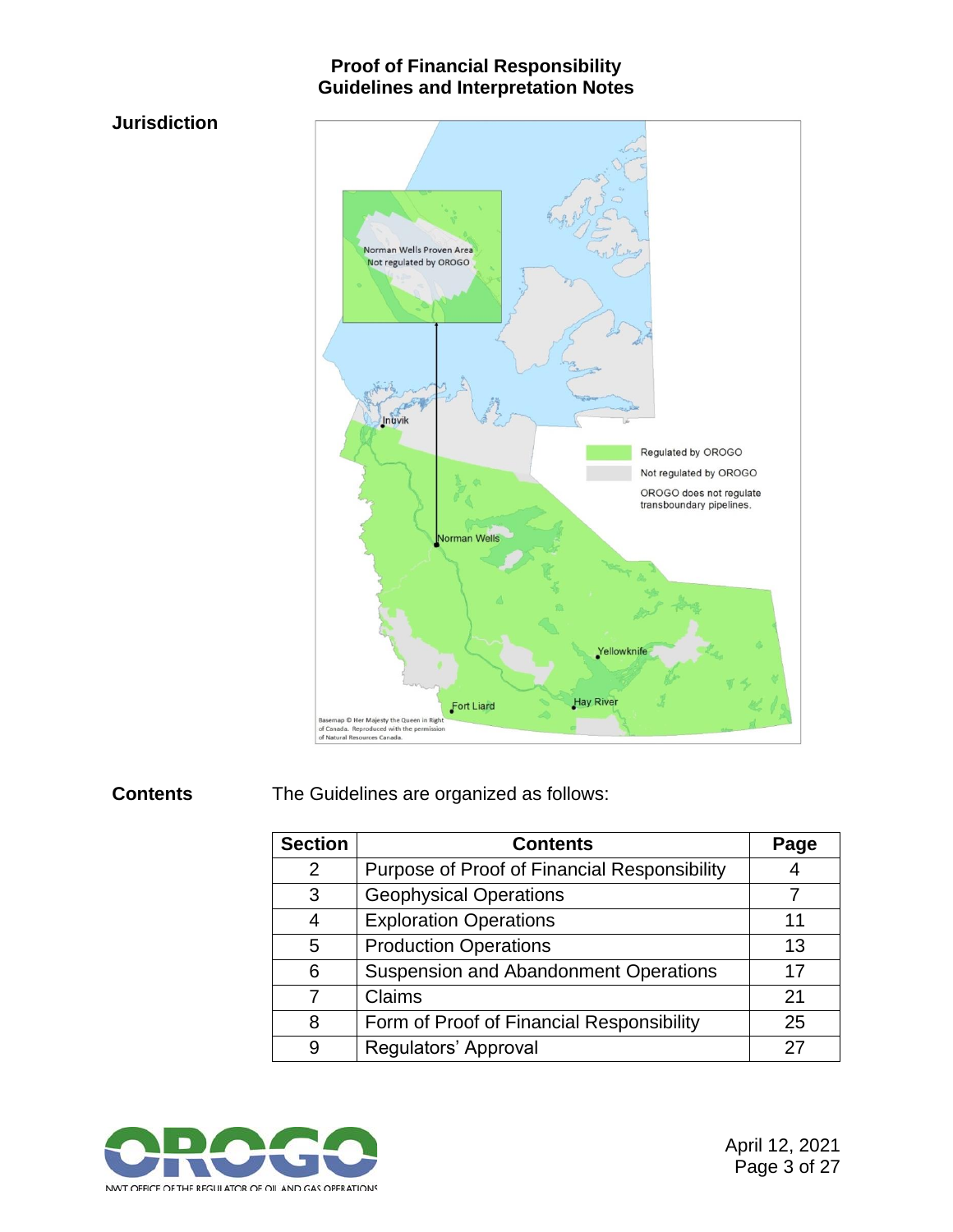**Jurisdiction**

**Contents**

The Guidelines are organized as follows:

| Section | Contents | Page |
|---|---|---|
| 2 | Purpose of Proof of Financial Responsibility | 4 |
| 3 | Geophysical Operations | 7 |
| 4 | Exploration Operations | 11 |
| 5 | Production Operations | 13 |
| 6 | Suspension and Abandonment Operations | 17 |
| 7 | Claims | 21 |
| 8 | Form of Proof of Financial Responsibility | 25 |
| 9 | Regulators' Approval | 27 |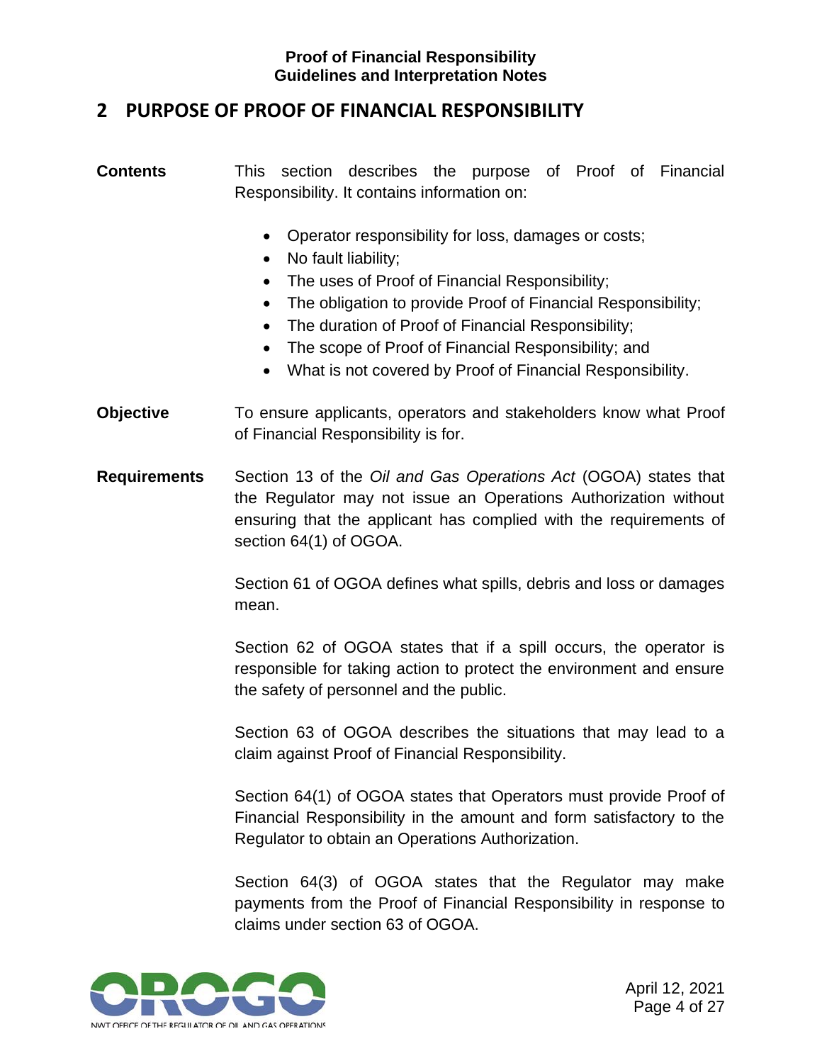## 2 PURPOSE OF PROOF OF FINANCIAL RESPONSIBILITY

**Contents**

This section describes the purpose of Proof of Financial Responsibility. It contains information on:

- Operator responsibility for loss, damages or costs;
- No fault liability;
- The uses of Proof of Financial Responsibility;
- The obligation to provide Proof of Financial Responsibility;
- The duration of Proof of Financial Responsibility;
- The scope of Proof of Financial Responsibility; and
- What is not covered by Proof of Financial Responsibility.

**Objective**

To ensure applicants, operators and stakeholders know what Proof of Financial Responsibility is for.

**Requirements**

Section 13 of the *Oil and Gas Operations Act* (OGOA) states that the Regulator may not issue an Operations Authorization without ensuring that the applicant has complied with the requirements of section 64(1) of OGOA.

Section 61 of OGOA defines what spills, debris and loss or damages mean.

Section 62 of OGOA states that if a spill occurs, the operator is responsible for taking action to protect the environment and ensure the safety of personnel and the public.

Section 63 of OGOA describes the situations that may lead to a claim against Proof of Financial Responsibility.

Section 64(1) of OGOA states that Operators must provide Proof of Financial Responsibility in the amount and form satisfactory to the Regulator to obtain an Operations Authorization.

Section 64(3) of OGOA states that the Regulator may make payments from the Proof of Financial Responsibility in response to claims under section 63 of OGOA.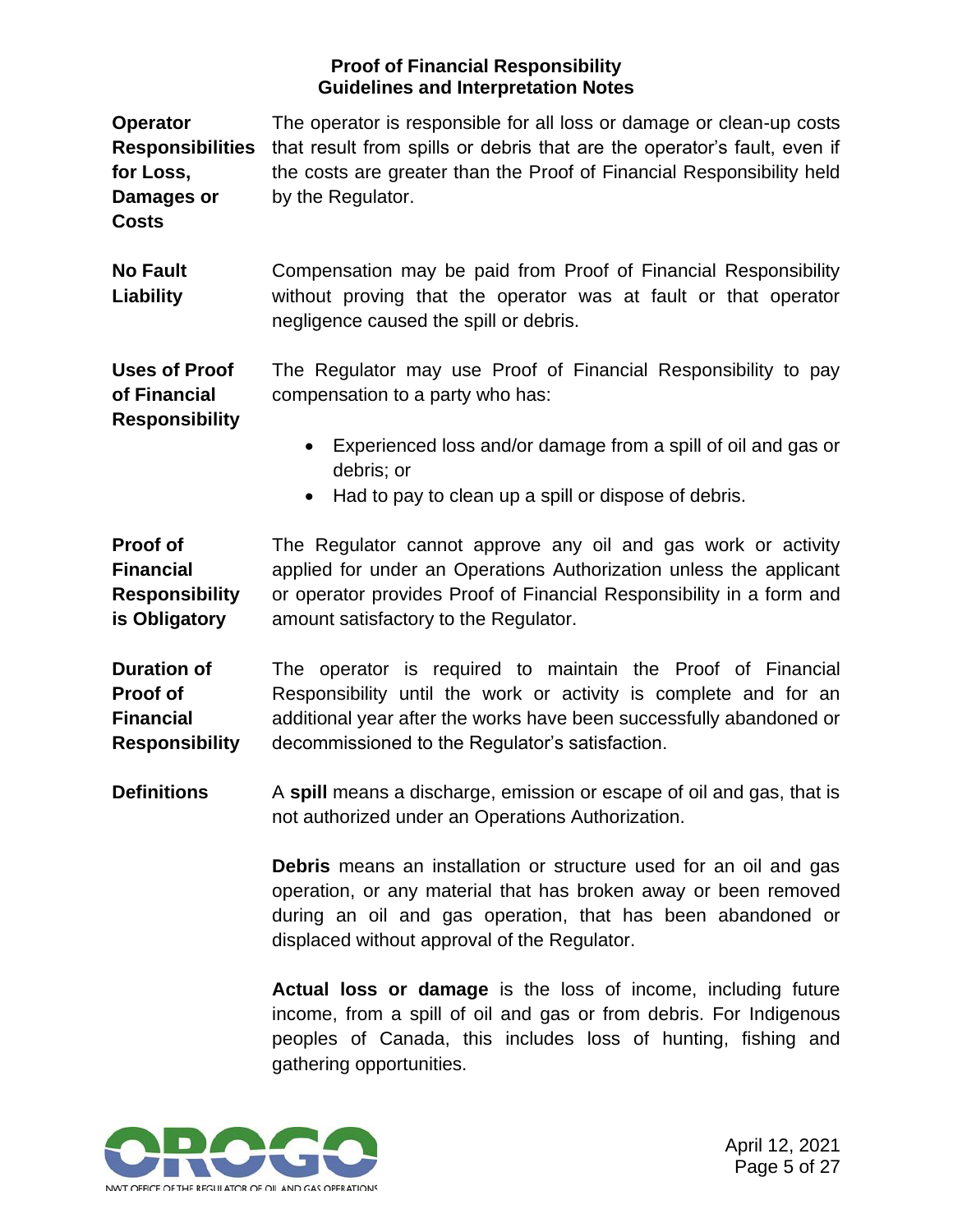**Operator Responsibilities for Loss, Damages or Costs**

The operator is responsible for all loss or damage or clean-up costs that result from spills or debris that are the operator's fault, even if the costs are greater than the Proof of Financial Responsibility held by the Regulator.

**No Fault Liability**

Compensation may be paid from Proof of Financial Responsibility without proving that the operator was at fault or that operator negligence caused the spill or debris.

**Uses of Proof of Financial Responsibility**

The Regulator may use Proof of Financial Responsibility to pay compensation to a party who has:

- Experienced loss and/or damage from a spill of oil and gas or debris; or
- Had to pay to clean up a spill or dispose of debris.

**Proof of Financial Responsibility is Obligatory**

The Regulator cannot approve any oil and gas work or activity applied for under an Operations Authorization unless the applicant or operator provides Proof of Financial Responsibility in a form and amount satisfactory to the Regulator.

**Duration of Proof of Financial Responsibility**

The operator is required to maintain the Proof of Financial Responsibility until the work or activity is complete and for an additional year after the works have been successfully abandoned or decommissioned to the Regulator's satisfaction.

**Definitions**

A **spill** means a discharge, emission or escape of oil and gas, that is not authorized under an Operations Authorization.

**Debris** means an installation or structure used for an oil and gas operation, or any material that has broken away or been removed during an oil and gas operation, that has been abandoned or displaced without approval of the Regulator.

**Actual loss or damage** is the loss of income, including future income, from a spill of oil and gas or from debris. For Indigenous peoples of Canada, this includes loss of hunting, fishing and gathering opportunities.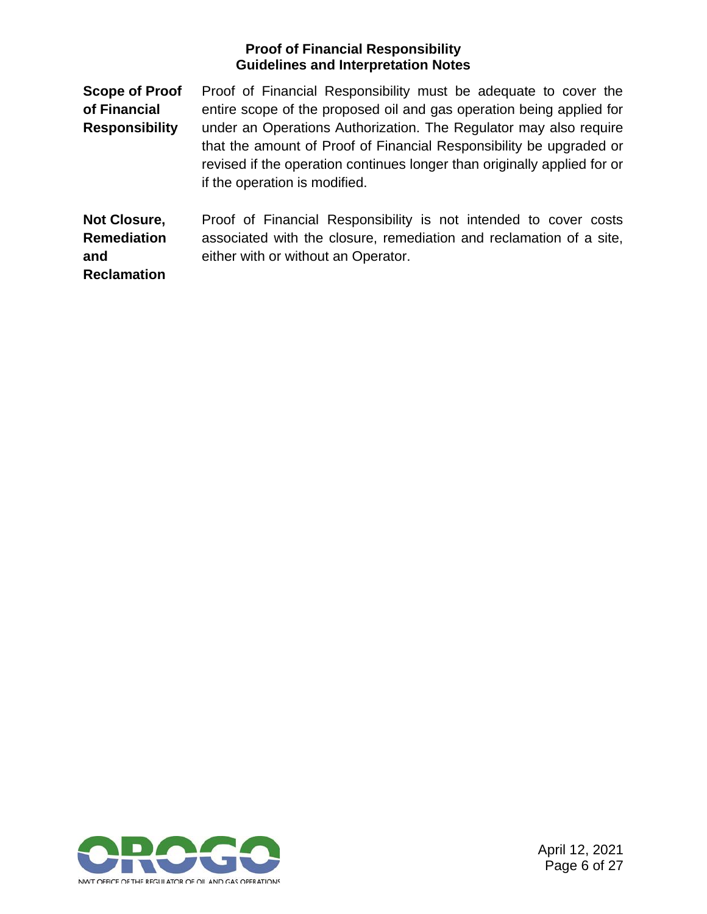**Scope of Proof of Financial Responsibility**

Proof of Financial Responsibility must be adequate to cover the entire scope of the proposed oil and gas operation being applied for under an Operations Authorization. The Regulator may also require that the amount of Proof of Financial Responsibility be upgraded or revised if the operation continues longer than originally applied for or if the operation is modified.

**Not Closure, Remediation and Reclamation**

Proof of Financial Responsibility is not intended to cover costs associated with the closure, remediation and reclamation of a site, either with or without an Operator.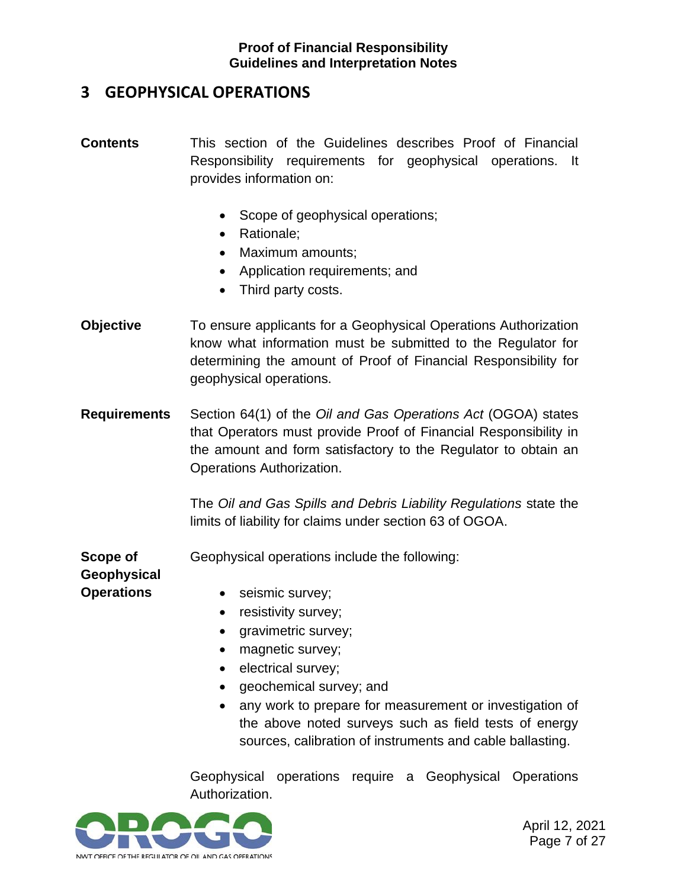# 3 GEOPHYSICAL OPERATIONS

**Contents**

This section of the Guidelines describes Proof of Financial Responsibility requirements for geophysical operations. It provides information on:

- Scope of geophysical operations;
- Rationale;
- Maximum amounts;
- Application requirements; and
- Third party costs.

**Objective**

To ensure applicants for a Geophysical Operations Authorization know what information must be submitted to the Regulator for determining the amount of Proof of Financial Responsibility for geophysical operations.

**Requirements**

Section 64(1) of the *Oil and Gas Operations Act* (OGOA) states that Operators must provide Proof of Financial Responsibility in the amount and form satisfactory to the Regulator to obtain an Operations Authorization.

The *Oil and Gas Spills and Debris Liability Regulations* state the limits of liability for claims under section 63 of OGOA.

**Scope of Geophysical Operations**

Geophysical operations include the following:

- seismic survey;
- resistivity survey;
- gravimetric survey;
- magnetic survey;
- electrical survey;
- geochemical survey; and
- any work to prepare for measurement or investigation of the above noted surveys such as field tests of energy sources, calibration of instruments and cable ballasting.

Geophysical operations require a Geophysical Operations Authorization.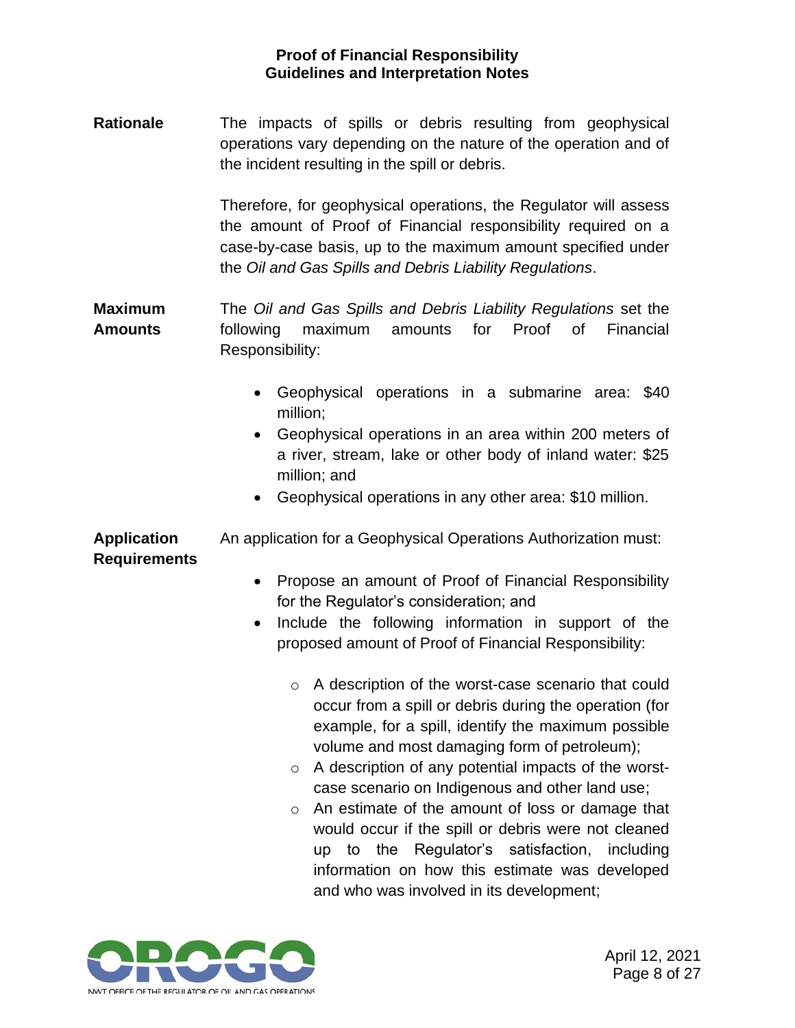**Rationale**

The impacts of spills or debris resulting from geophysical operations vary depending on the nature of the operation and of the incident resulting in the spill or debris.

Therefore, for geophysical operations, the Regulator will assess the amount of Proof of Financial responsibility required on a case-by-case basis, up to the maximum amount specified under the *Oil and Gas Spills and Debris Liability Regulations*.

**Maximum Amounts**

The *Oil and Gas Spills and Debris Liability Regulations* set the following maximum amounts for Proof of Financial Responsibility:

- Geophysical operations in a submarine area: $40 million;
- Geophysical operations in an area within 200 meters of a river, stream, lake or other body of inland water: $25 million; and
- Geophysical operations in any other area: $10 million.

**Application Requirements**

An application for a Geophysical Operations Authorization must:

- Propose an amount of Proof of Financial Responsibility for the Regulator's consideration; and
- Include the following information in support of the proposed amount of Proof of Financial Responsibility:
  - A description of the worst-case scenario that could occur from a spill or debris during the operation (for example, for a spill, identify the maximum possible volume and most damaging form of petroleum);
  - A description of any potential impacts of the worst-case scenario on Indigenous and other land use;
  - An estimate of the amount of loss or damage that would occur if the spill or debris were not cleaned up to the Regulator's satisfaction, including information on how this estimate was developed and who was involved in its development;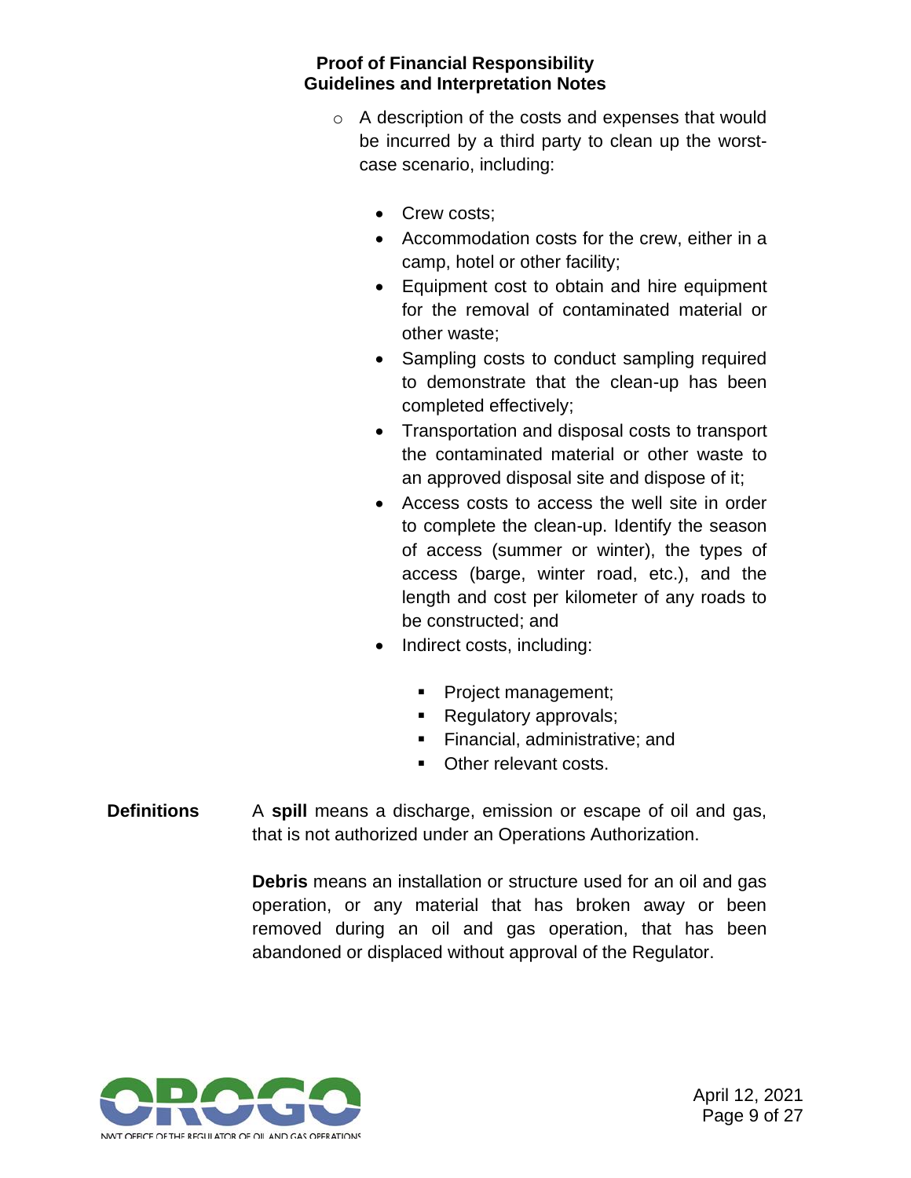- A description of the costs and expenses that would be incurred by a third party to clean up the worst-case scenario, including:
  - Crew costs;
  - Accommodation costs for the crew, either in a camp, hotel or other facility;
  - Equipment cost to obtain and hire equipment for the removal of contaminated material or other waste;
  - Sampling costs to conduct sampling required to demonstrate that the clean-up has been completed effectively;
  - Transportation and disposal costs to transport the contaminated material or other waste to an approved disposal site and dispose of it;
  - Access costs to access the well site in order to complete the clean-up. Identify the season of access (summer or winter), the types of access (barge, winter road, etc.), and the length and cost per kilometer of any roads to be constructed; and
  - Indirect costs, including:
    - Project management;
    - Regulatory approvals;
    - Financial, administrative; and
    - Other relevant costs.

**Definitions**

A **spill** means a discharge, emission or escape of oil and gas, that is not authorized under an Operations Authorization.

**Debris** means an installation or structure used for an oil and gas operation, or any material that has broken away or been removed during an oil and gas operation, that has been abandoned or displaced without approval of the Regulator.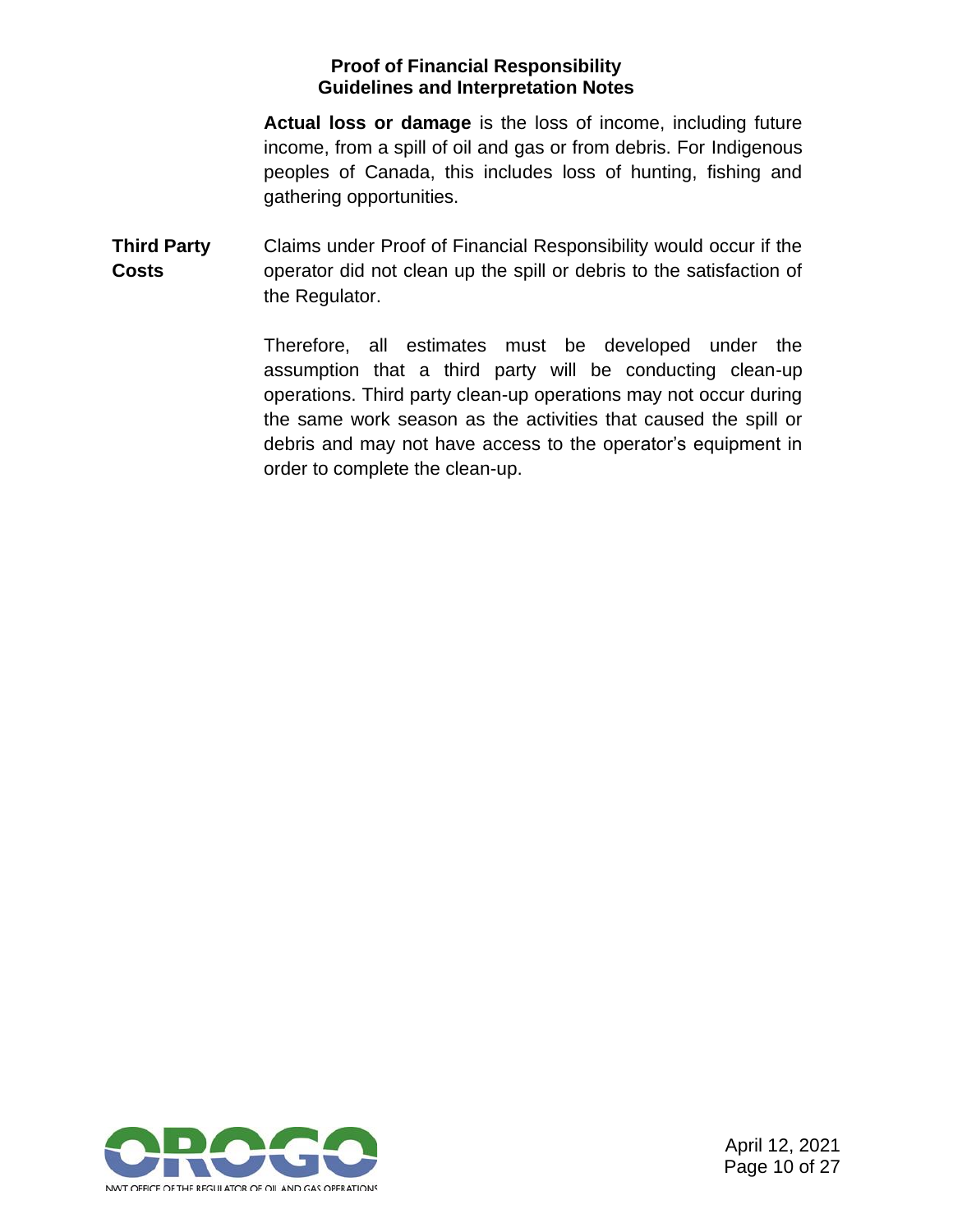**Actual loss or damage** is the loss of income, including future income, from a spill of oil and gas or from debris. For Indigenous peoples of Canada, this includes loss of hunting, fishing and gathering opportunities.

**Third Party Costs**

Claims under Proof of Financial Responsibility would occur if the operator did not clean up the spill or debris to the satisfaction of the Regulator.

Therefore, all estimates must be developed under the assumption that a third party will be conducting clean-up operations. Third party clean-up operations may not occur during the same work season as the activities that caused the spill or debris and may not have access to the operator's equipment in order to complete the clean-up.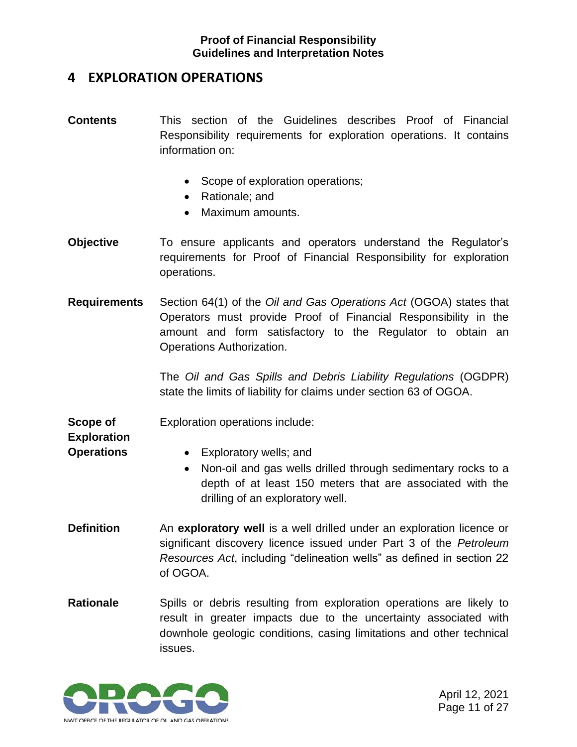## 4 EXPLORATION OPERATIONS

**Contents**

This section of the Guidelines describes Proof of Financial Responsibility requirements for exploration operations. It contains information on:

- Scope of exploration operations;
- Rationale; and
- Maximum amounts.

**Objective**

To ensure applicants and operators understand the Regulator's requirements for Proof of Financial Responsibility for exploration operations.

**Requirements**

Section 64(1) of the *Oil and Gas Operations Act* (OGOA) states that Operators must provide Proof of Financial Responsibility in the amount and form satisfactory to the Regulator to obtain an Operations Authorization.

The *Oil and Gas Spills and Debris Liability Regulations* (OGDPR) state the limits of liability for claims under section 63 of OGOA.

**Scope of Exploration Operations**

Exploration operations include:

- Exploratory wells; and
- Non-oil and gas wells drilled through sedimentary rocks to a depth of at least 150 meters that are associated with the drilling of an exploratory well.

**Definition**

An **exploratory well** is a well drilled under an exploration licence or significant discovery licence issued under Part 3 of the *Petroleum Resources Act*, including "delineation wells" as defined in section 22 of OGOA.

**Rationale**

Spills or debris resulting from exploration operations are likely to result in greater impacts due to the uncertainty associated with downhole geologic conditions, casing limitations and other technical issues.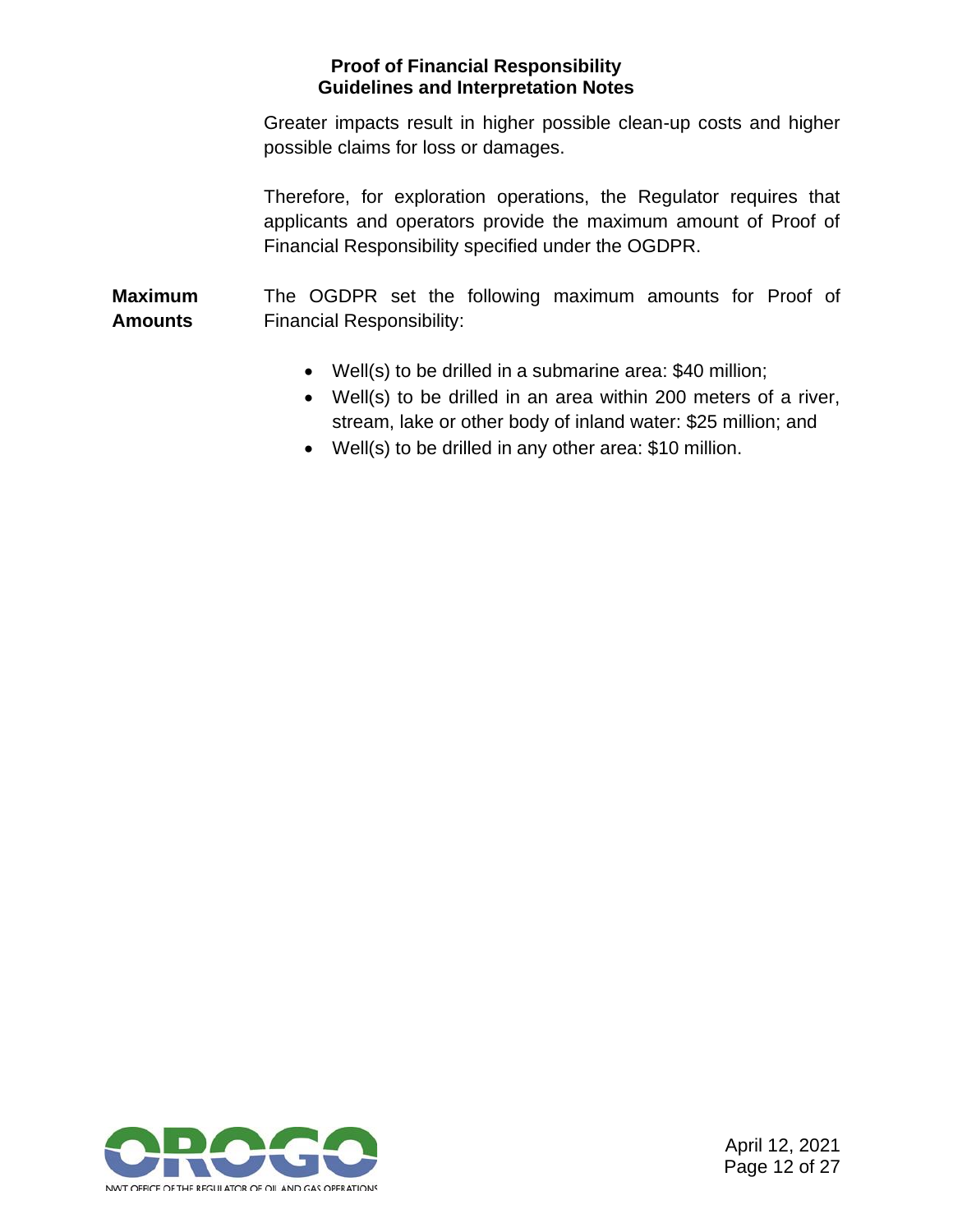Greater impacts result in higher possible clean-up costs and higher possible claims for loss or damages.

Therefore, for exploration operations, the Regulator requires that applicants and operators provide the maximum amount of Proof of Financial Responsibility specified under the OGDPR.

**Maximum Amounts**

The OGDPR set the following maximum amounts for Proof of Financial Responsibility:

- Well(s) to be drilled in a submarine area: $40 million;
- Well(s) to be drilled in an area within 200 meters of a river, stream, lake or other body of inland water: $25 million; and
- Well(s) to be drilled in any other area: $10 million.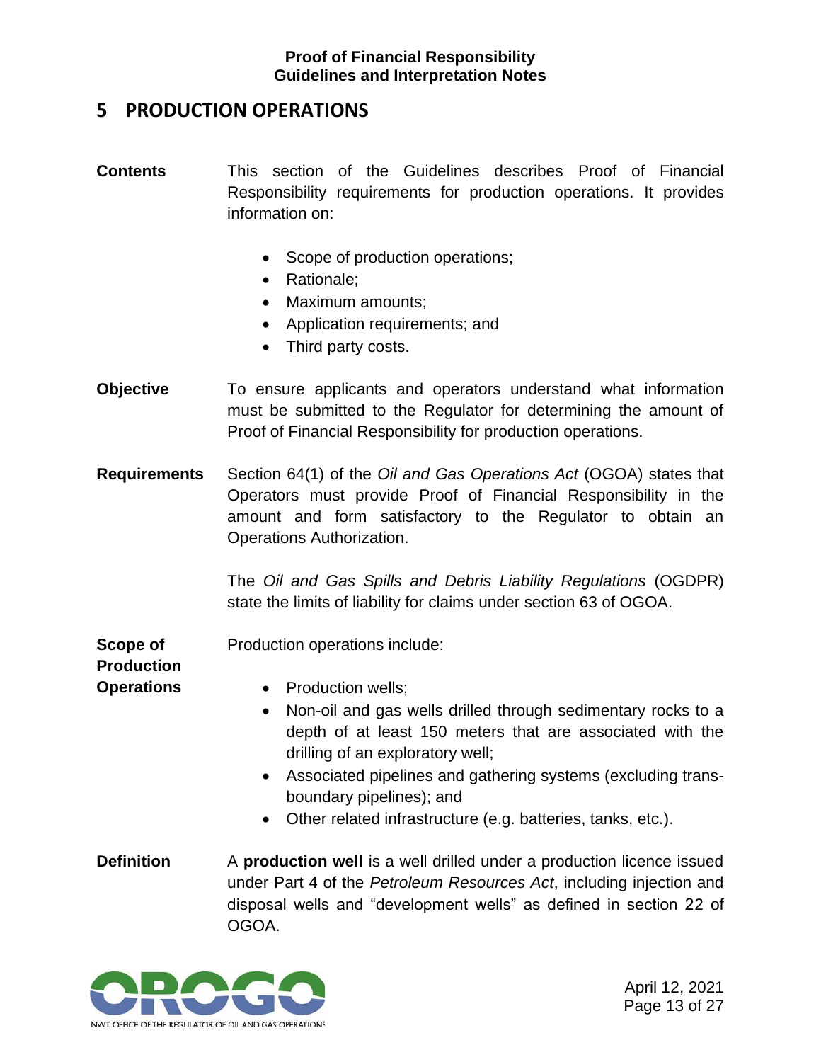## 5 PRODUCTION OPERATIONS

**Contents**

This section of the Guidelines describes Proof of Financial Responsibility requirements for production operations. It provides information on:

- Scope of production operations;
- Rationale;
- Maximum amounts;
- Application requirements; and
- Third party costs.

**Objective**

To ensure applicants and operators understand what information must be submitted to the Regulator for determining the amount of Proof of Financial Responsibility for production operations.

**Requirements**

Section 64(1) of the *Oil and Gas Operations Act* (OGOA) states that Operators must provide Proof of Financial Responsibility in the amount and form satisfactory to the Regulator to obtain an Operations Authorization.

The *Oil and Gas Spills and Debris Liability Regulations* (OGDPR) state the limits of liability for claims under section 63 of OGOA.

**Scope of Production Operations**

Production operations include:

- Production wells;
- Non-oil and gas wells drilled through sedimentary rocks to a depth of at least 150 meters that are associated with the drilling of an exploratory well;
- Associated pipelines and gathering systems (excluding trans-boundary pipelines); and
- Other related infrastructure (e.g. batteries, tanks, etc.).

**Definition**

A **production well** is a well drilled under a production licence issued under Part 4 of the *Petroleum Resources Act*, including injection and disposal wells and "development wells" as defined in section 22 of OGOA.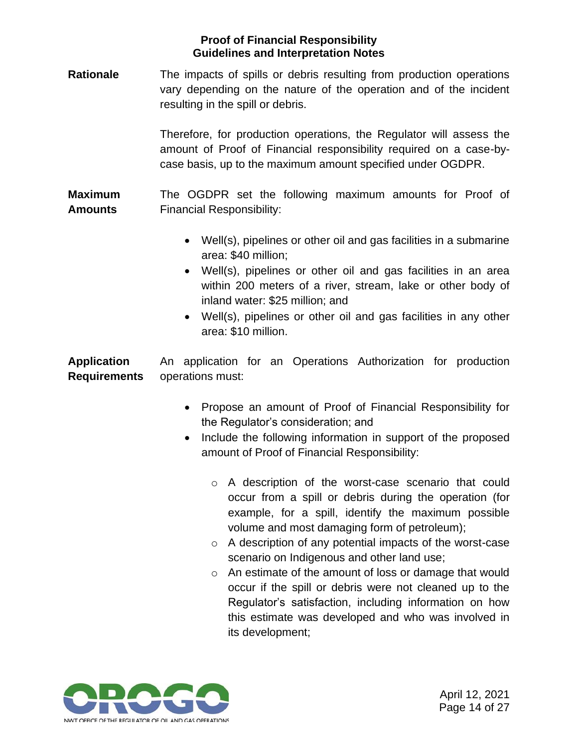**Rationale**

The impacts of spills or debris resulting from production operations vary depending on the nature of the operation and of the incident resulting in the spill or debris.

Therefore, for production operations, the Regulator will assess the amount of Proof of Financial responsibility required on a case-by-case basis, up to the maximum amount specified under OGDPR.

**Maximum Amounts**

The OGDPR set the following maximum amounts for Proof of Financial Responsibility:

- Well(s), pipelines or other oil and gas facilities in a submarine area: $40 million;
- Well(s), pipelines or other oil and gas facilities in an area within 200 meters of a river, stream, lake or other body of inland water: $25 million; and
- Well(s), pipelines or other oil and gas facilities in any other area: $10 million.

**Application Requirements**

An application for an Operations Authorization for production operations must:

- Propose an amount of Proof of Financial Responsibility for the Regulator's consideration; and
- Include the following information in support of the proposed amount of Proof of Financial Responsibility:
  - A description of the worst-case scenario that could occur from a spill or debris during the operation (for example, for a spill, identify the maximum possible volume and most damaging form of petroleum);
  - A description of any potential impacts of the worst-case scenario on Indigenous and other land use;
  - An estimate of the amount of loss or damage that would occur if the spill or debris were not cleaned up to the Regulator's satisfaction, including information on how this estimate was developed and who was involved in its development;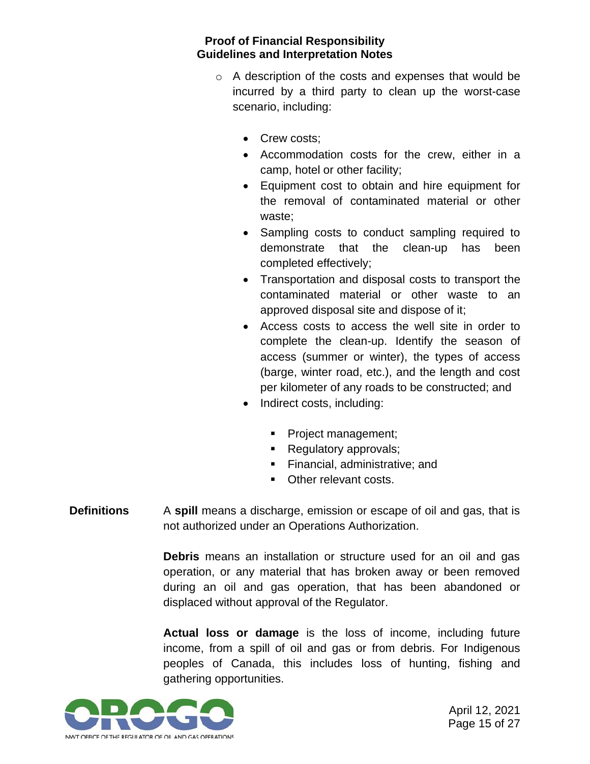- A description of the costs and expenses that would be incurred by a third party to clean up the worst-case scenario, including:
    - Crew costs;
    - Accommodation costs for the crew, either in a camp, hotel or other facility;
    - Equipment cost to obtain and hire equipment for the removal of contaminated material or other waste;
    - Sampling costs to conduct sampling required to demonstrate that the clean-up has been completed effectively;
    - Transportation and disposal costs to transport the contaminated material or other waste to an approved disposal site and dispose of it;
    - Access costs to access the well site in order to complete the clean-up. Identify the season of access (summer or winter), the types of access (barge, winter road, etc.), and the length and cost per kilometer of any roads to be constructed; and
    - Indirect costs, including:
        - Project management;
        - Regulatory approvals;
        - Financial, administrative; and
        - Other relevant costs.

**Definitions**

A **spill** means a discharge, emission or escape of oil and gas, that is not authorized under an Operations Authorization.

**Debris** means an installation or structure used for an oil and gas operation, or any material that has broken away or been removed during an oil and gas operation, that has been abandoned or displaced without approval of the Regulator.

**Actual loss or damage** is the loss of income, including future income, from a spill of oil and gas or from debris. For Indigenous peoples of Canada, this includes loss of hunting, fishing and gathering opportunities.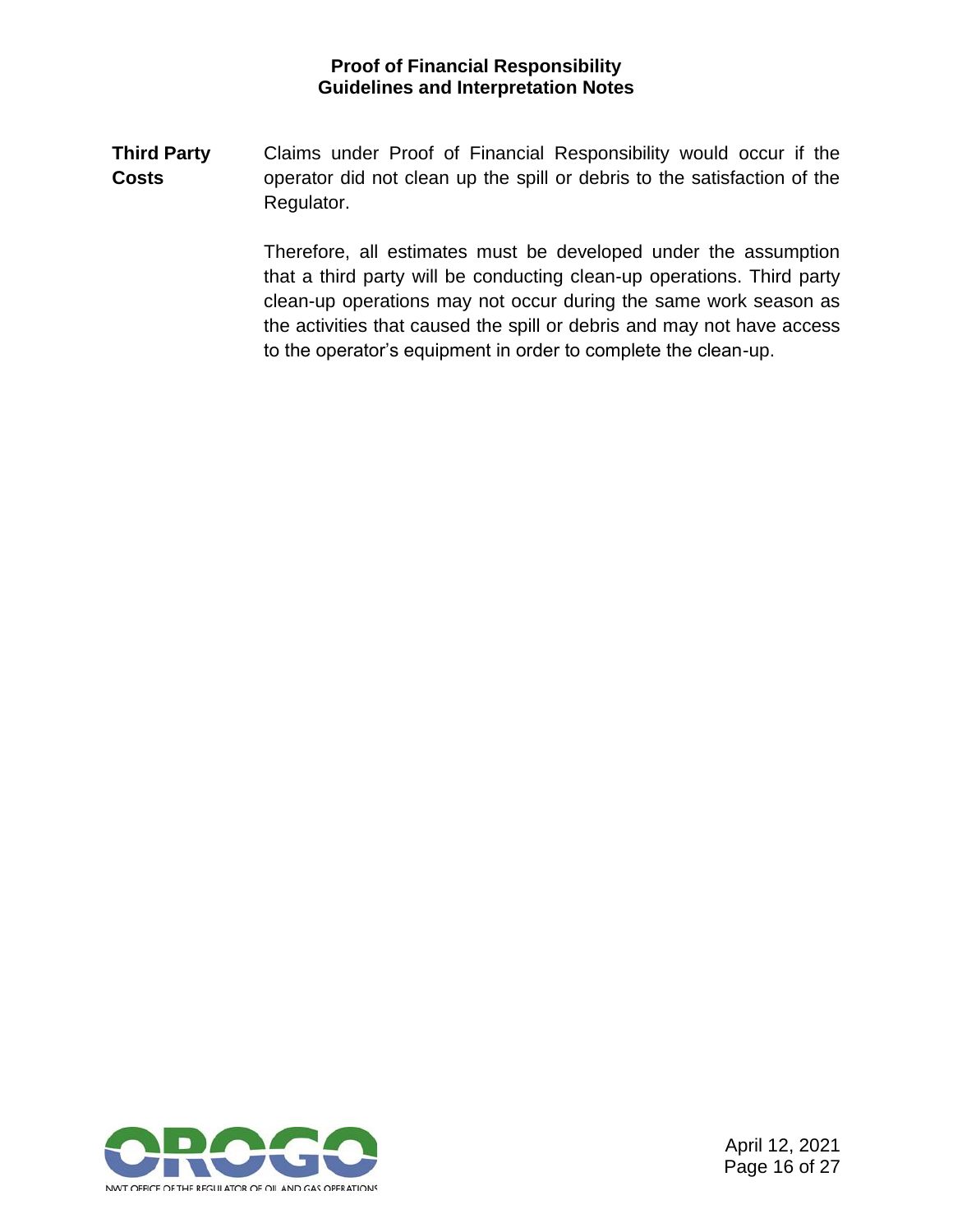**Third Party Costs**

Claims under Proof of Financial Responsibility would occur if the operator did not clean up the spill or debris to the satisfaction of the Regulator.

Therefore, all estimates must be developed under the assumption that a third party will be conducting clean-up operations. Third party clean-up operations may not occur during the same work season as the activities that caused the spill or debris and may not have access to the operator's equipment in order to complete the clean-up.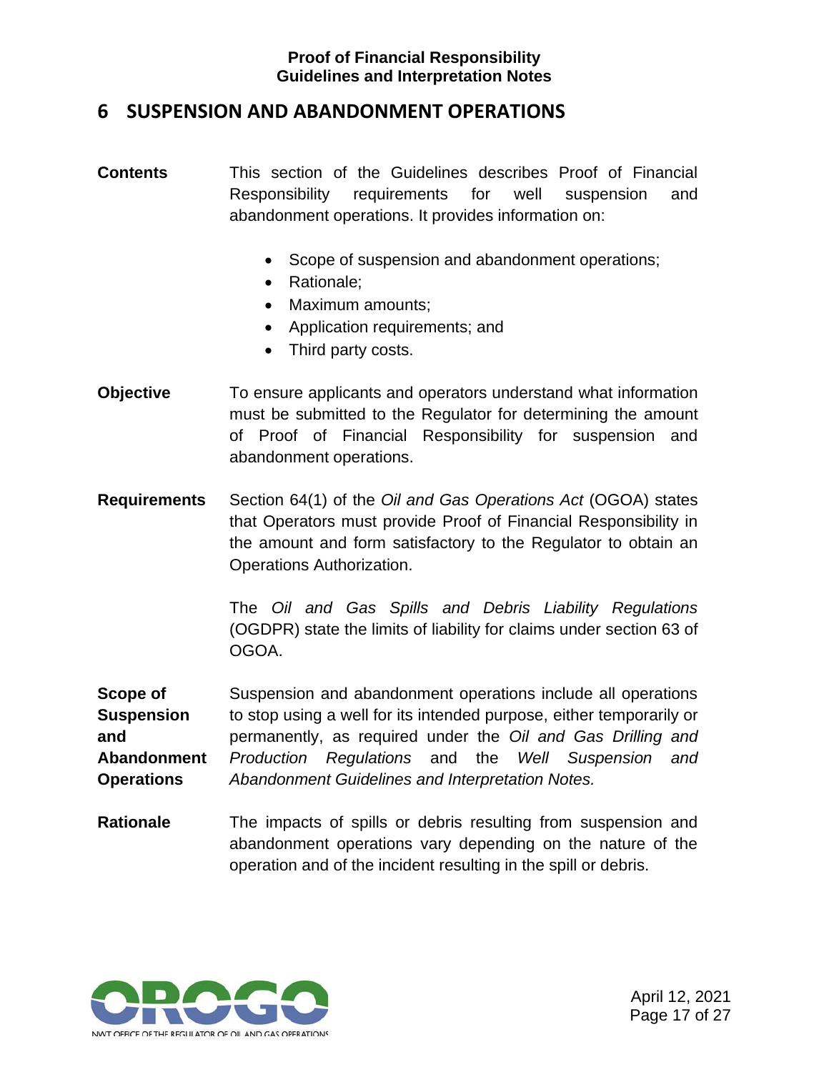## 6 SUSPENSION AND ABANDONMENT OPERATIONS

**Contents**

This section of the Guidelines describes Proof of Financial Responsibility requirements for well suspension and abandonment operations. It provides information on:

- Scope of suspension and abandonment operations;
- Rationale;
- Maximum amounts;
- Application requirements; and
- Third party costs.

**Objective**

To ensure applicants and operators understand what information must be submitted to the Regulator for determining the amount of Proof of Financial Responsibility for suspension and abandonment operations.

**Requirements**

Section 64(1) of the *Oil and Gas Operations Act* (OGOA) states that Operators must provide Proof of Financial Responsibility in the amount and form satisfactory to the Regulator to obtain an Operations Authorization.

The *Oil and Gas Spills and Debris Liability Regulations* (OGDPR) state the limits of liability for claims under section 63 of OGOA.

**Scope of Suspension and Abandonment Operations**

Suspension and abandonment operations include all operations to stop using a well for its intended purpose, either temporarily or permanently, as required under the *Oil and Gas Drilling and Production Regulations* and the *Well Suspension and Abandonment Guidelines and Interpretation Notes.*

**Rationale**

The impacts of spills or debris resulting from suspension and abandonment operations vary depending on the nature of the operation and of the incident resulting in the spill or debris.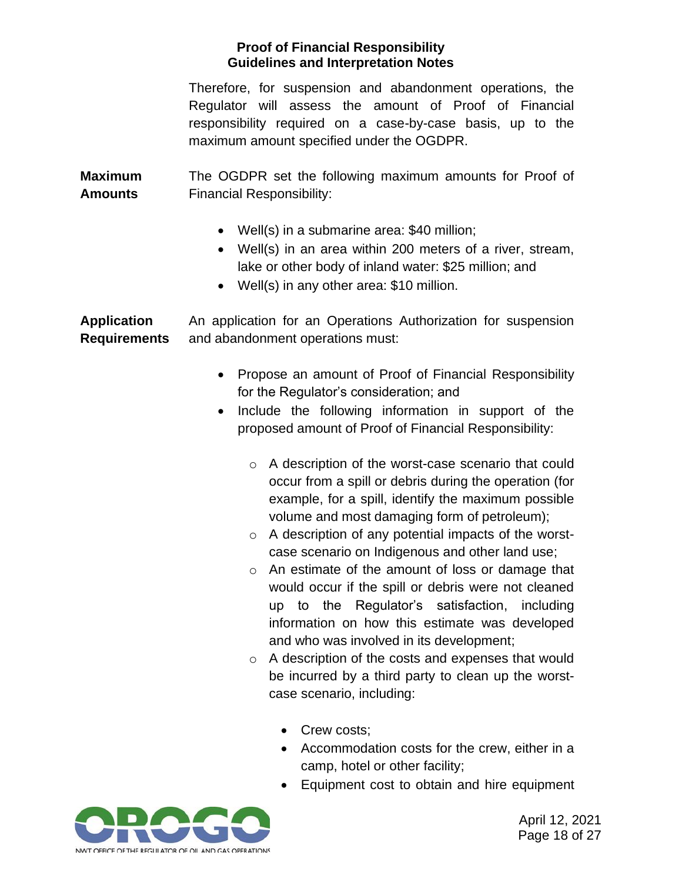Therefore, for suspension and abandonment operations, the Regulator will assess the amount of Proof of Financial responsibility required on a case-by-case basis, up to the maximum amount specified under the OGDPR.

**Maximum Amounts**

The OGDPR set the following maximum amounts for Proof of Financial Responsibility:

- Well(s) in a submarine area: $40 million;
- Well(s) in an area within 200 meters of a river, stream, lake or other body of inland water: $25 million; and
- Well(s) in any other area: $10 million.

**Application Requirements**

An application for an Operations Authorization for suspension and abandonment operations must:

- Propose an amount of Proof of Financial Responsibility for the Regulator's consideration; and
- Include the following information in support of the proposed amount of Proof of Financial Responsibility:
  - A description of the worst-case scenario that could occur from a spill or debris during the operation (for example, for a spill, identify the maximum possible volume and most damaging form of petroleum);
  - A description of any potential impacts of the worst-case scenario on Indigenous and other land use;
  - An estimate of the amount of loss or damage that would occur if the spill or debris were not cleaned up to the Regulator's satisfaction, including information on how this estimate was developed and who was involved in its development;
  - A description of the costs and expenses that would be incurred by a third party to clean up the worst-case scenario, including:
    - Crew costs;
    - Accommodation costs for the crew, either in a camp, hotel or other facility;
    - Equipment cost to obtain and hire equipment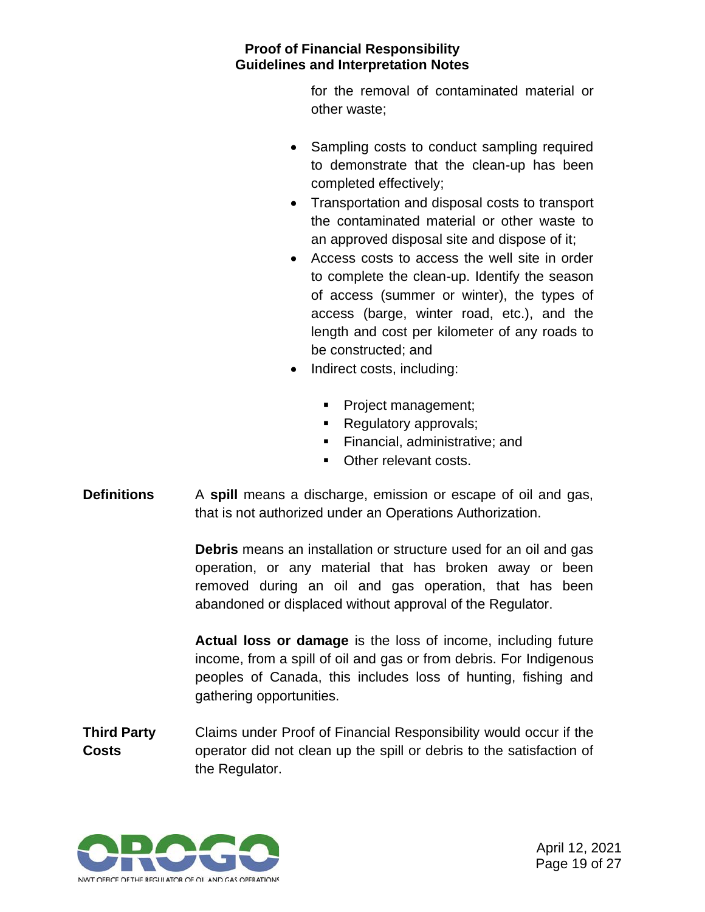for the removal of contaminated material or other waste;

- Sampling costs to conduct sampling required to demonstrate that the clean-up has been completed effectively;
- Transportation and disposal costs to transport the contaminated material or other waste to an approved disposal site and dispose of it;
- Access costs to access the well site in order to complete the clean-up. Identify the season of access (summer or winter), the types of access (barge, winter road, etc.), and the length and cost per kilometer of any roads to be constructed; and
- Indirect costs, including:
  - Project management;
  - Regulatory approvals;
  - Financial, administrative; and
  - Other relevant costs.

**Definitions**

A **spill** means a discharge, emission or escape of oil and gas, that is not authorized under an Operations Authorization.

**Debris** means an installation or structure used for an oil and gas operation, or any material that has broken away or been removed during an oil and gas operation, that has been abandoned or displaced without approval of the Regulator.

**Actual loss or damage** is the loss of income, including future income, from a spill of oil and gas or from debris. For Indigenous peoples of Canada, this includes loss of hunting, fishing and gathering opportunities.

**Third Party Costs**

Claims under Proof of Financial Responsibility would occur if the operator did not clean up the spill or debris to the satisfaction of the Regulator.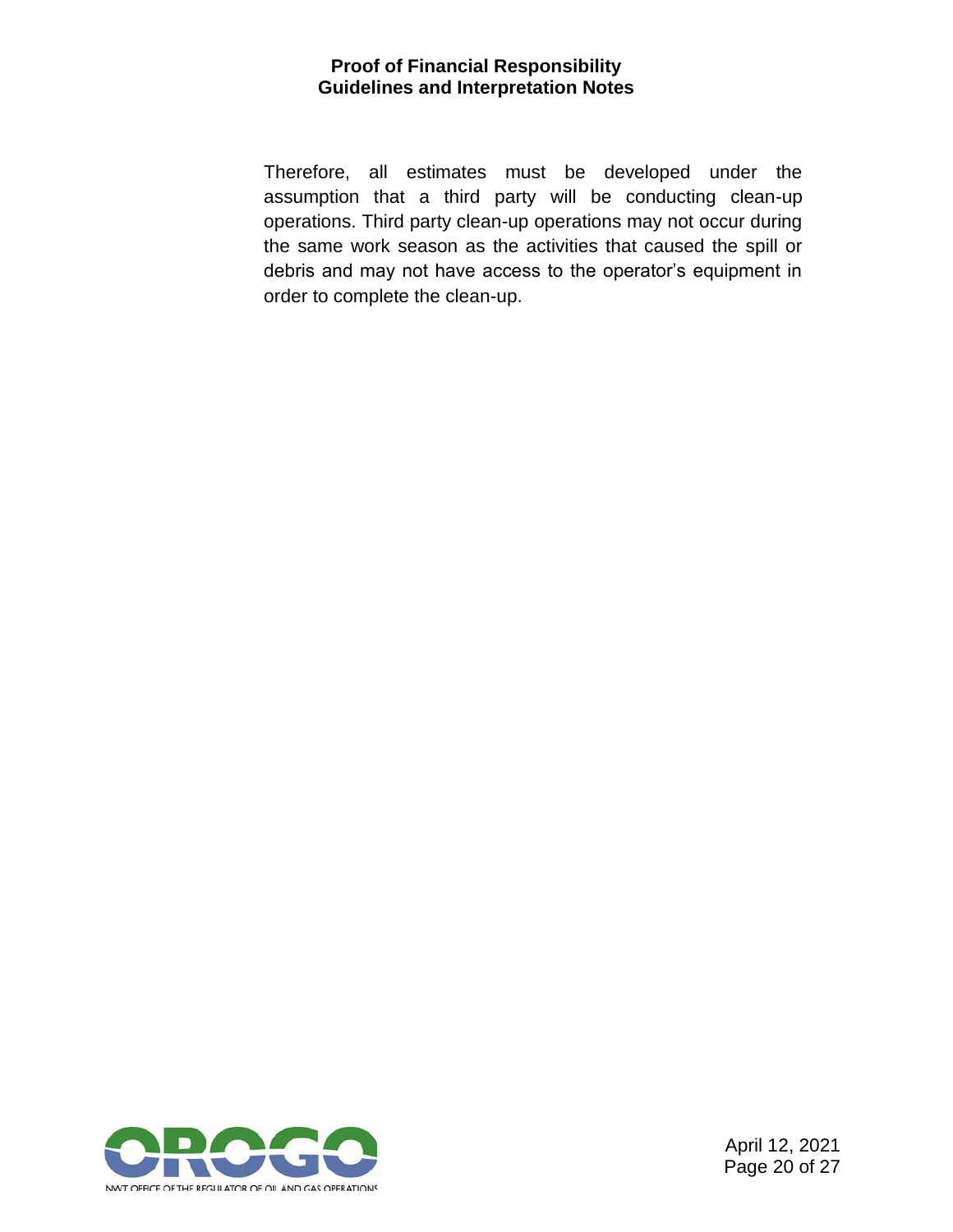Therefore, all estimates must be developed under the assumption that a third party will be conducting clean-up operations. Third party clean-up operations may not occur during the same work season as the activities that caused the spill or debris and may not have access to the operator's equipment in order to complete the clean-up.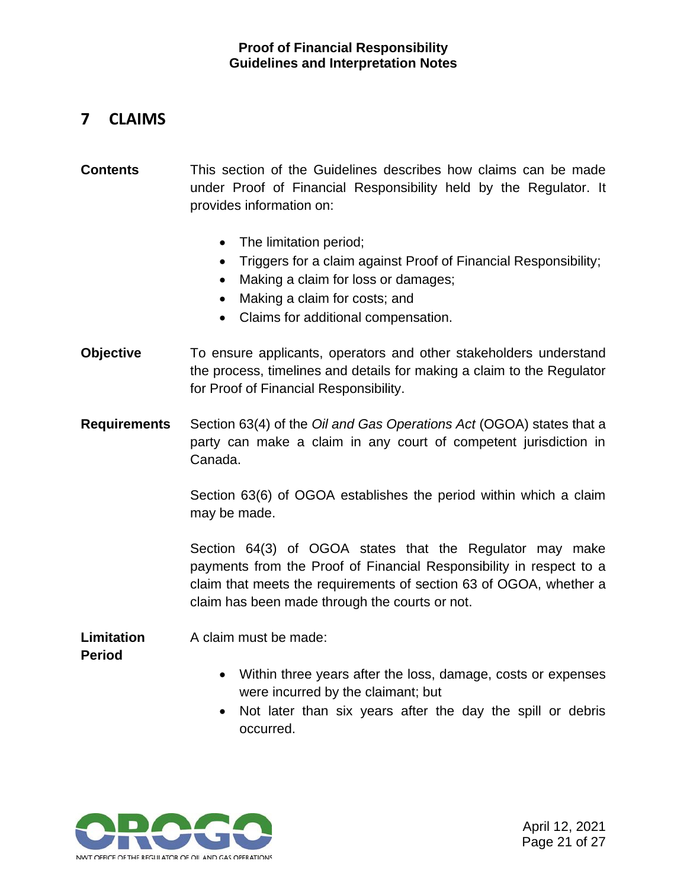# 7 CLAIMS

**Contents**

This section of the Guidelines describes how claims can be made under Proof of Financial Responsibility held by the Regulator. It provides information on:

- The limitation period;
- Triggers for a claim against Proof of Financial Responsibility;
- Making a claim for loss or damages;
- Making a claim for costs; and
- Claims for additional compensation.

**Objective**

To ensure applicants, operators and other stakeholders understand the process, timelines and details for making a claim to the Regulator for Proof of Financial Responsibility.

**Requirements**

Section 63(4) of the *Oil and Gas Operations Act* (OGOA) states that a party can make a claim in any court of competent jurisdiction in Canada.

Section 63(6) of OGOA establishes the period within which a claim may be made.

Section 64(3) of OGOA states that the Regulator may make payments from the Proof of Financial Responsibility in respect to a claim that meets the requirements of section 63 of OGOA, whether a claim has been made through the courts or not.

**Limitation Period**

A claim must be made:

- Within three years after the loss, damage, costs or expenses were incurred by the claimant; but
- Not later than six years after the day the spill or debris occurred.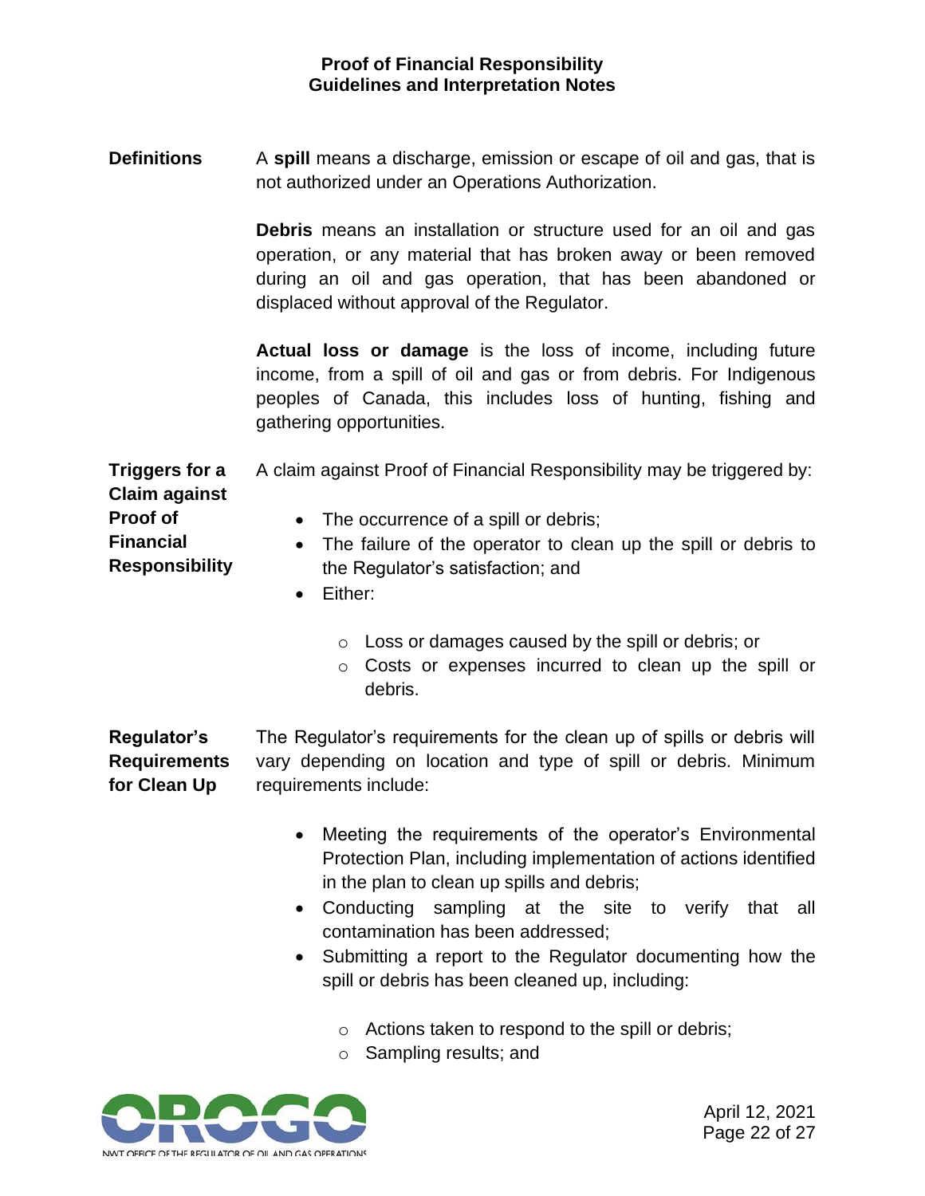**Definitions**

A **spill** means a discharge, emission or escape of oil and gas, that is not authorized under an Operations Authorization.

**Debris** means an installation or structure used for an oil and gas operation, or any material that has broken away or been removed during an oil and gas operation, that has been abandoned or displaced without approval of the Regulator.

**Actual loss or damage** is the loss of income, including future income, from a spill of oil and gas or from debris. For Indigenous peoples of Canada, this includes loss of hunting, fishing and gathering opportunities.

**Triggers for a Claim against Proof of Financial Responsibility**

A claim against Proof of Financial Responsibility may be triggered by:

- The occurrence of a spill or debris;
- The failure of the operator to clean up the spill or debris to the Regulator's satisfaction; and
- Either:
  - Loss or damages caused by the spill or debris; or
  - Costs or expenses incurred to clean up the spill or debris.

**Regulator's Requirements for Clean Up**

The Regulator's requirements for the clean up of spills or debris will vary depending on location and type of spill or debris. Minimum requirements include:

- Meeting the requirements of the operator's Environmental Protection Plan, including implementation of actions identified in the plan to clean up spills and debris;
- Conducting sampling at the site to verify that all contamination has been addressed;
- Submitting a report to the Regulator documenting how the spill or debris has been cleaned up, including:
  - Actions taken to respond to the spill or debris;
  - Sampling results; and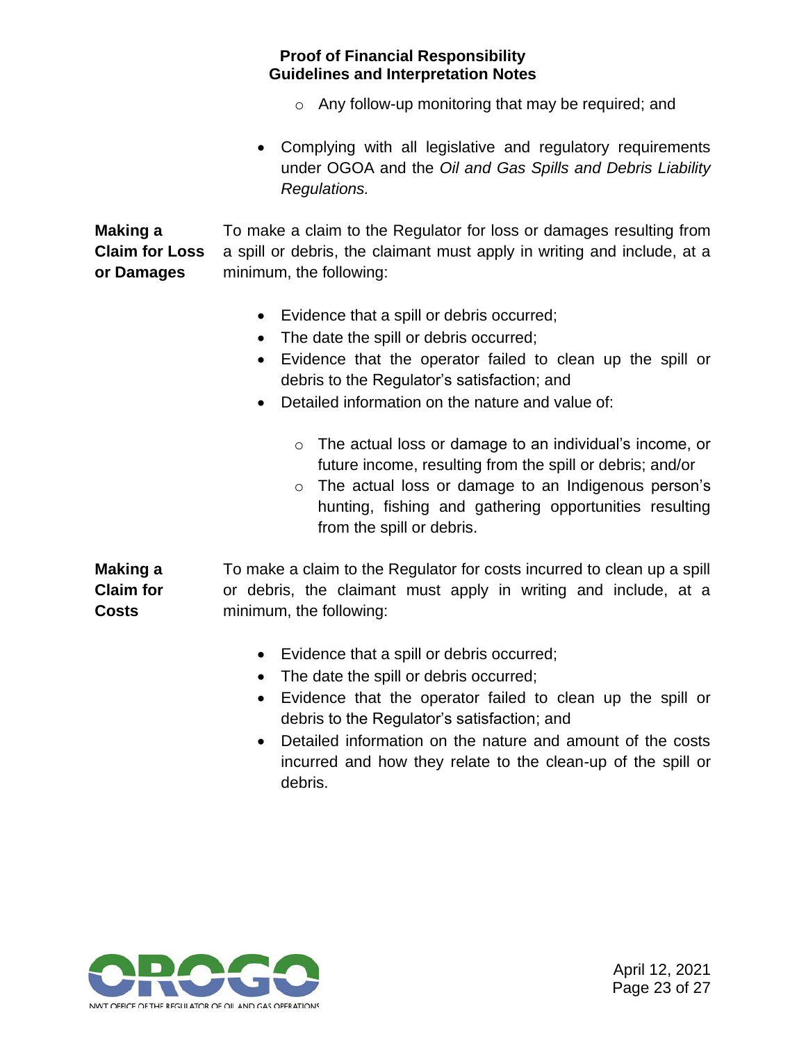- Any follow-up monitoring that may be required; and

- Complying with all legislative and regulatory requirements under OGOA and the *Oil and Gas Spills and Debris Liability Regulations.*

**Making a Claim for Loss or Damages**

To make a claim to the Regulator for loss or damages resulting from a spill or debris, the claimant must apply in writing and include, at a minimum, the following:

- Evidence that a spill or debris occurred;
- The date the spill or debris occurred;
- Evidence that the operator failed to clean up the spill or debris to the Regulator's satisfaction; and
- Detailed information on the nature and value of:
  - The actual loss or damage to an individual's income, or future income, resulting from the spill or debris; and/or
  - The actual loss or damage to an Indigenous person's hunting, fishing and gathering opportunities resulting from the spill or debris.

**Making a Claim for Costs**

To make a claim to the Regulator for costs incurred to clean up a spill or debris, the claimant must apply in writing and include, at a minimum, the following:

- Evidence that a spill or debris occurred;
- The date the spill or debris occurred;
- Evidence that the operator failed to clean up the spill or debris to the Regulator's satisfaction; and
- Detailed information on the nature and amount of the costs incurred and how they relate to the clean-up of the spill or debris.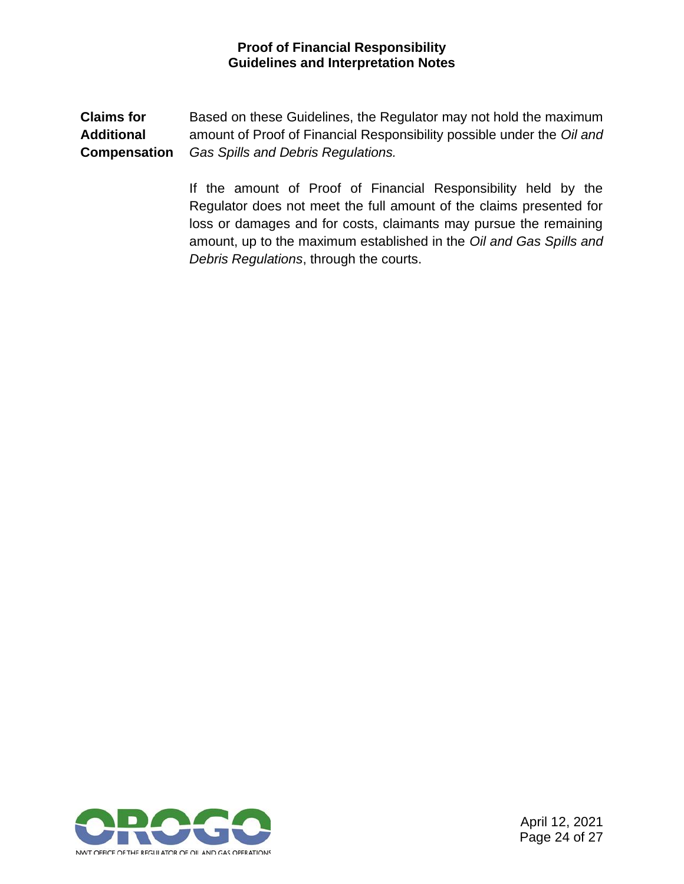**Claims for Additional Compensation**

Based on these Guidelines, the Regulator may not hold the maximum amount of Proof of Financial Responsibility possible under the *Oil and Gas Spills and Debris Regulations.*

If the amount of Proof of Financial Responsibility held by the Regulator does not meet the full amount of the claims presented for loss or damages and for costs, claimants may pursue the remaining amount, up to the maximum established in the *Oil and Gas Spills and Debris Regulations*, through the courts.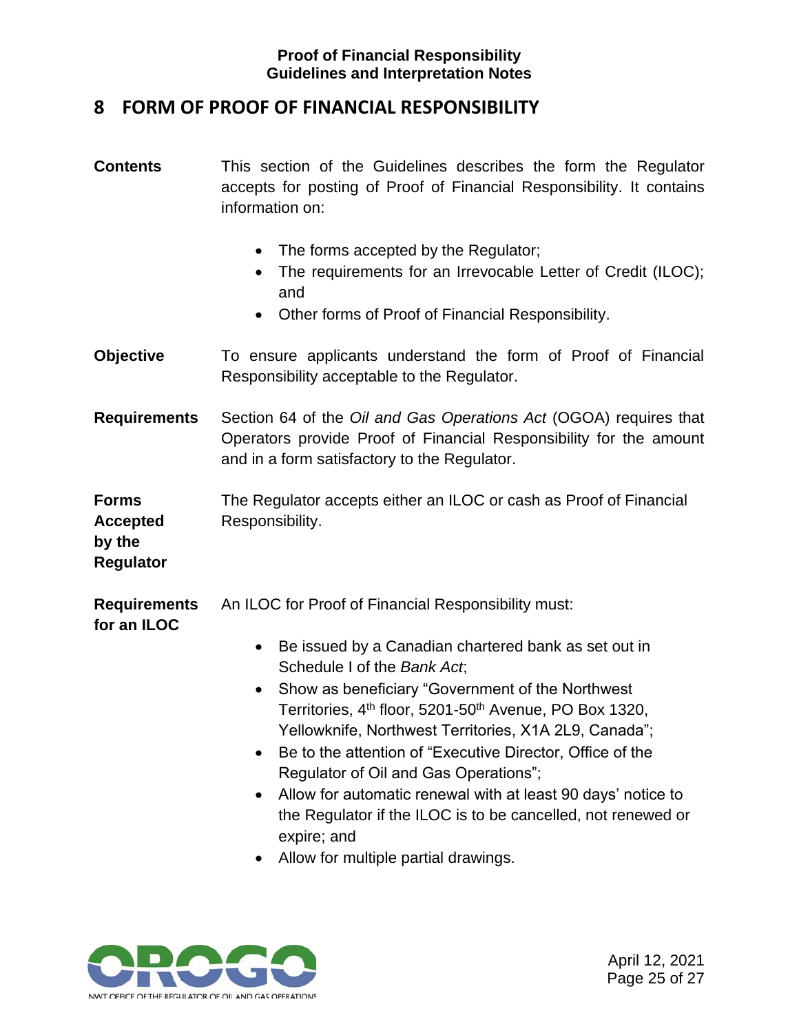# 8 FORM OF PROOF OF FINANCIAL RESPONSIBILITY

**Contents**

This section of the Guidelines describes the form the Regulator accepts for posting of Proof of Financial Responsibility. It contains information on:

- The forms accepted by the Regulator;
- The requirements for an Irrevocable Letter of Credit (ILOC); and
- Other forms of Proof of Financial Responsibility.

**Objective**

To ensure applicants understand the form of Proof of Financial Responsibility acceptable to the Regulator.

**Requirements**

Section 64 of the *Oil and Gas Operations Act* (OGOA) requires that Operators provide Proof of Financial Responsibility for the amount and in a form satisfactory to the Regulator.

**Forms Accepted by the Regulator**

The Regulator accepts either an ILOC or cash as Proof of Financial Responsibility.

**Requirements for an ILOC**

An ILOC for Proof of Financial Responsibility must:

- Be issued by a Canadian chartered bank as set out in Schedule I of the *Bank Act*;
- Show as beneficiary "Government of the Northwest Territories, 4th floor, 5201-50th Avenue, PO Box 1320, Yellowknife, Northwest Territories, X1A 2L9, Canada";
- Be to the attention of "Executive Director, Office of the Regulator of Oil and Gas Operations";
- Allow for automatic renewal with at least 90 days' notice to the Regulator if the ILOC is to be cancelled, not renewed or expire; and
- Allow for multiple partial drawings.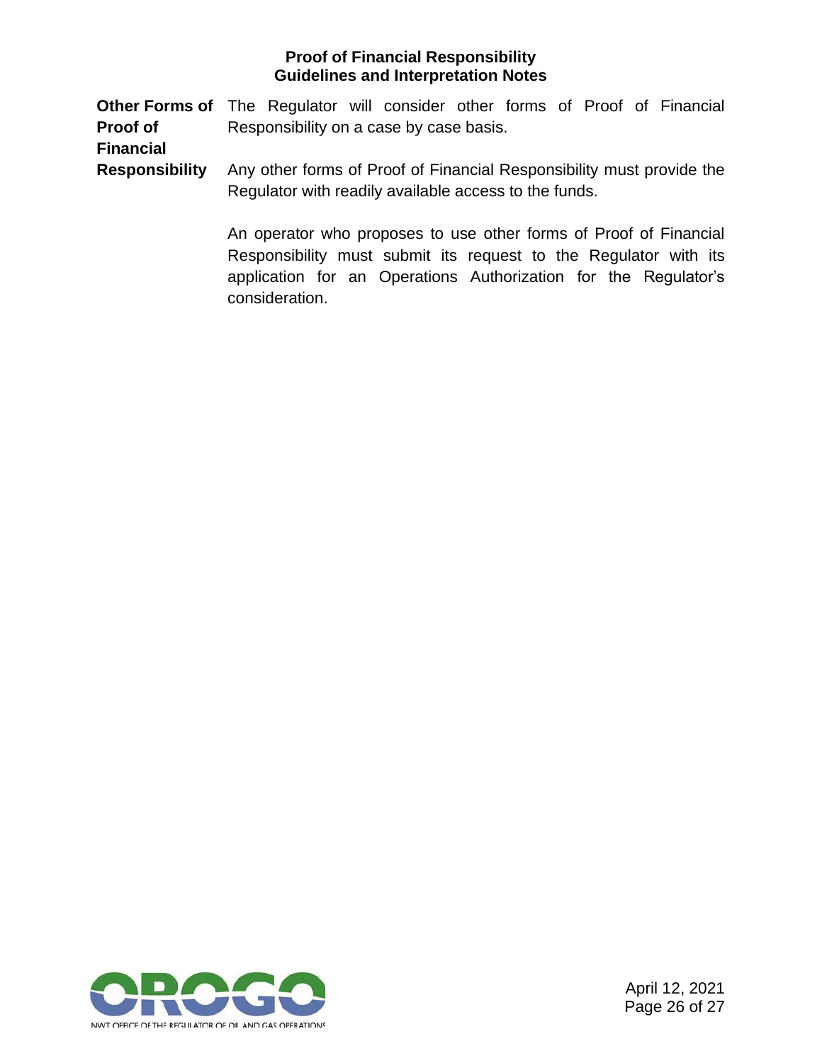**Other Forms of Proof of Financial Responsibility**

The Regulator will consider other forms of Proof of Financial Responsibility on a case by case basis.

Any other forms of Proof of Financial Responsibility must provide the Regulator with readily available access to the funds.

An operator who proposes to use other forms of Proof of Financial Responsibility must submit its request to the Regulator with its application for an Operations Authorization for the Regulator's consideration.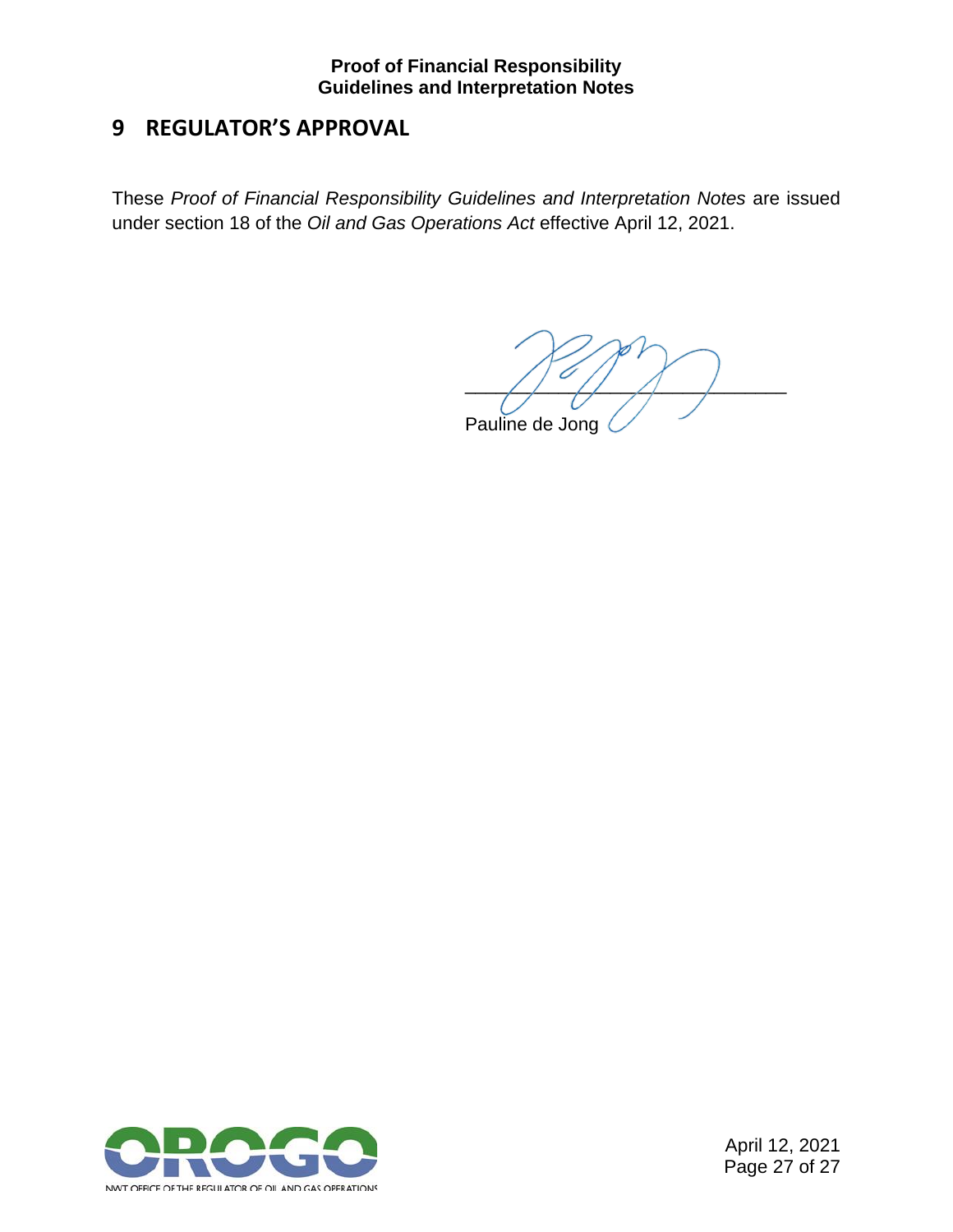## 9 REGULATOR'S APPROVAL

These *Proof of Financial Responsibility Guidelines and Interpretation Notes* are issued under section 18 of the *Oil and Gas Operations Act* effective April 12, 2021.

\_\_\_\_\_\_\_\_\_\_\_\_\_\_\_\_\_\_\_\_\_\_\_\_\_\_\_\_\_\_

Pauline de Jong